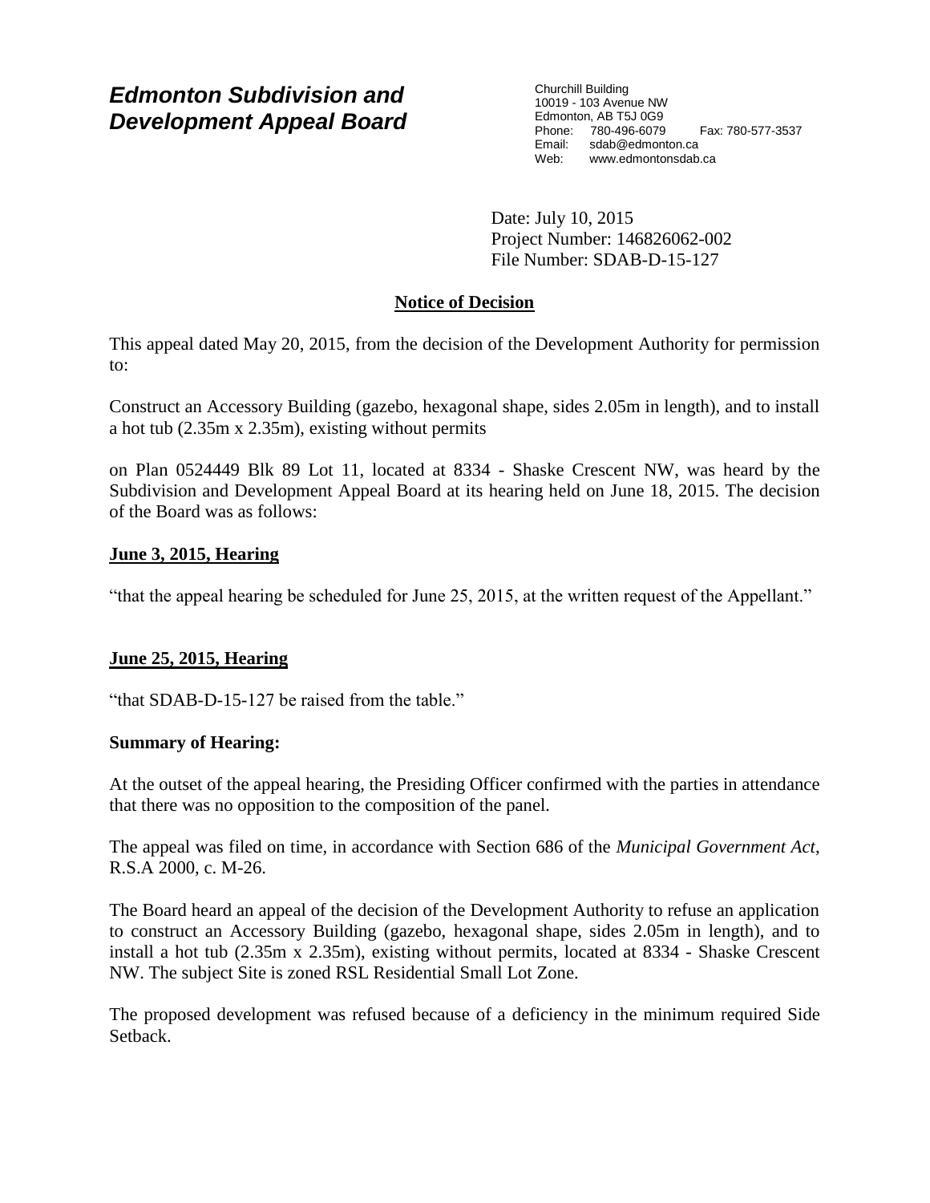# *Edmonton Subdivision and Development Appeal Board*

Churchill Building
10019 - 103 Avenue NW
Edmonton, AB T5J 0G9
Phone: 780-496-6079 Fax: 780-577-3537
Email: sdab@edmonton.ca
Web: www.edmontonsdab.ca

Date: July 10, 2015
Project Number: 146826062-002
File Number: SDAB-D-15-127

## Notice of Decision

This appeal dated May 20, 2015, from the decision of the Development Authority for permission to:

Construct an Accessory Building (gazebo, hexagonal shape, sides 2.05m in length), and to install a hot tub (2.35m x 2.35m), existing without permits

on Plan 0524449 Blk 89 Lot 11, located at 8334 - Shaske Crescent NW, was heard by the Subdivision and Development Appeal Board at its hearing held on June 18, 2015. The decision of the Board was as follows:

**June 3, 2015, Hearing**

"that the appeal hearing be scheduled for June 25, 2015, at the written request of the Appellant."

**June 25, 2015, Hearing**

"that SDAB-D-15-127 be raised from the table."

**Summary of Hearing:**

At the outset of the appeal hearing, the Presiding Officer confirmed with the parties in attendance that there was no opposition to the composition of the panel.

The appeal was filed on time, in accordance with Section 686 of the *Municipal Government Act*, R.S.A 2000, c. M-26.

The Board heard an appeal of the decision of the Development Authority to refuse an application to construct an Accessory Building (gazebo, hexagonal shape, sides 2.05m in length), and to install a hot tub (2.35m x 2.35m), existing without permits, located at 8334 - Shaske Crescent NW. The subject Site is zoned RSL Residential Small Lot Zone.

The proposed development was refused because of a deficiency in the minimum required Side Setback.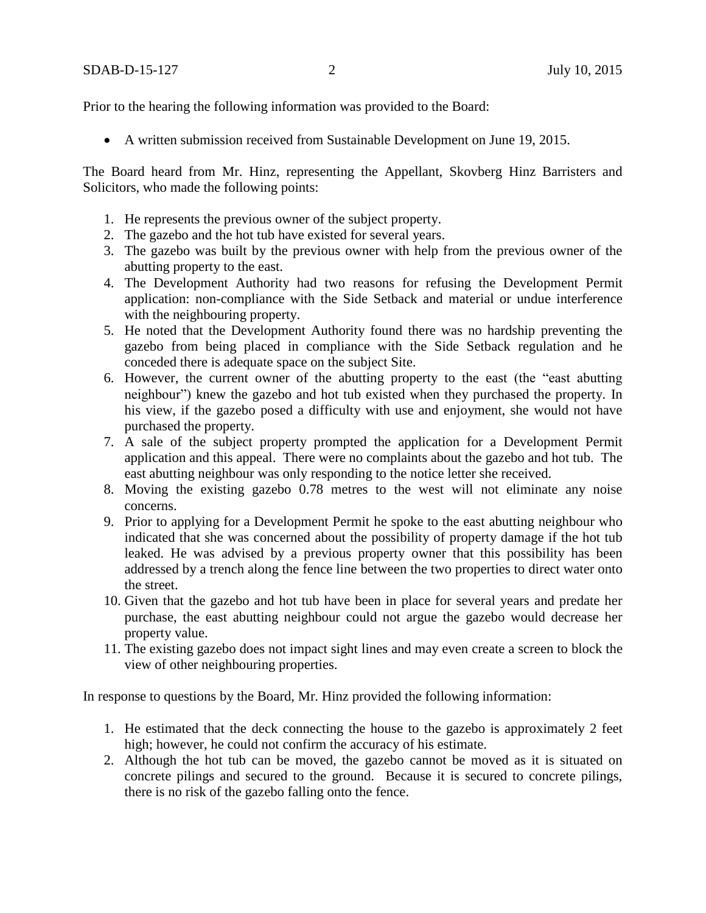Prior to the hearing the following information was provided to the Board:

- A written submission received from Sustainable Development on June 19, 2015.

The Board heard from Mr. Hinz, representing the Appellant, Skovberg Hinz Barristers and Solicitors, who made the following points:

1. He represents the previous owner of the subject property.
2. The gazebo and the hot tub have existed for several years.
3. The gazebo was built by the previous owner with help from the previous owner of the abutting property to the east.
4. The Development Authority had two reasons for refusing the Development Permit application: non-compliance with the Side Setback and material or undue interference with the neighbouring property.
5. He noted that the Development Authority found there was no hardship preventing the gazebo from being placed in compliance with the Side Setback regulation and he conceded there is adequate space on the subject Site.
6. However, the current owner of the abutting property to the east (the "east abutting neighbour") knew the gazebo and hot tub existed when they purchased the property. In his view, if the gazebo posed a difficulty with use and enjoyment, she would not have purchased the property.
7. A sale of the subject property prompted the application for a Development Permit application and this appeal. There were no complaints about the gazebo and hot tub. The east abutting neighbour was only responding to the notice letter she received.
8. Moving the existing gazebo 0.78 metres to the west will not eliminate any noise concerns.
9. Prior to applying for a Development Permit he spoke to the east abutting neighbour who indicated that she was concerned about the possibility of property damage if the hot tub leaked. He was advised by a previous property owner that this possibility has been addressed by a trench along the fence line between the two properties to direct water onto the street.
10. Given that the gazebo and hot tub have been in place for several years and predate her purchase, the east abutting neighbour could not argue the gazebo would decrease her property value.
11. The existing gazebo does not impact sight lines and may even create a screen to block the view of other neighbouring properties.

In response to questions by the Board, Mr. Hinz provided the following information:

1. He estimated that the deck connecting the house to the gazebo is approximately 2 feet high; however, he could not confirm the accuracy of his estimate.
2. Although the hot tub can be moved, the gazebo cannot be moved as it is situated on concrete pilings and secured to the ground. Because it is secured to concrete pilings, there is no risk of the gazebo falling onto the fence.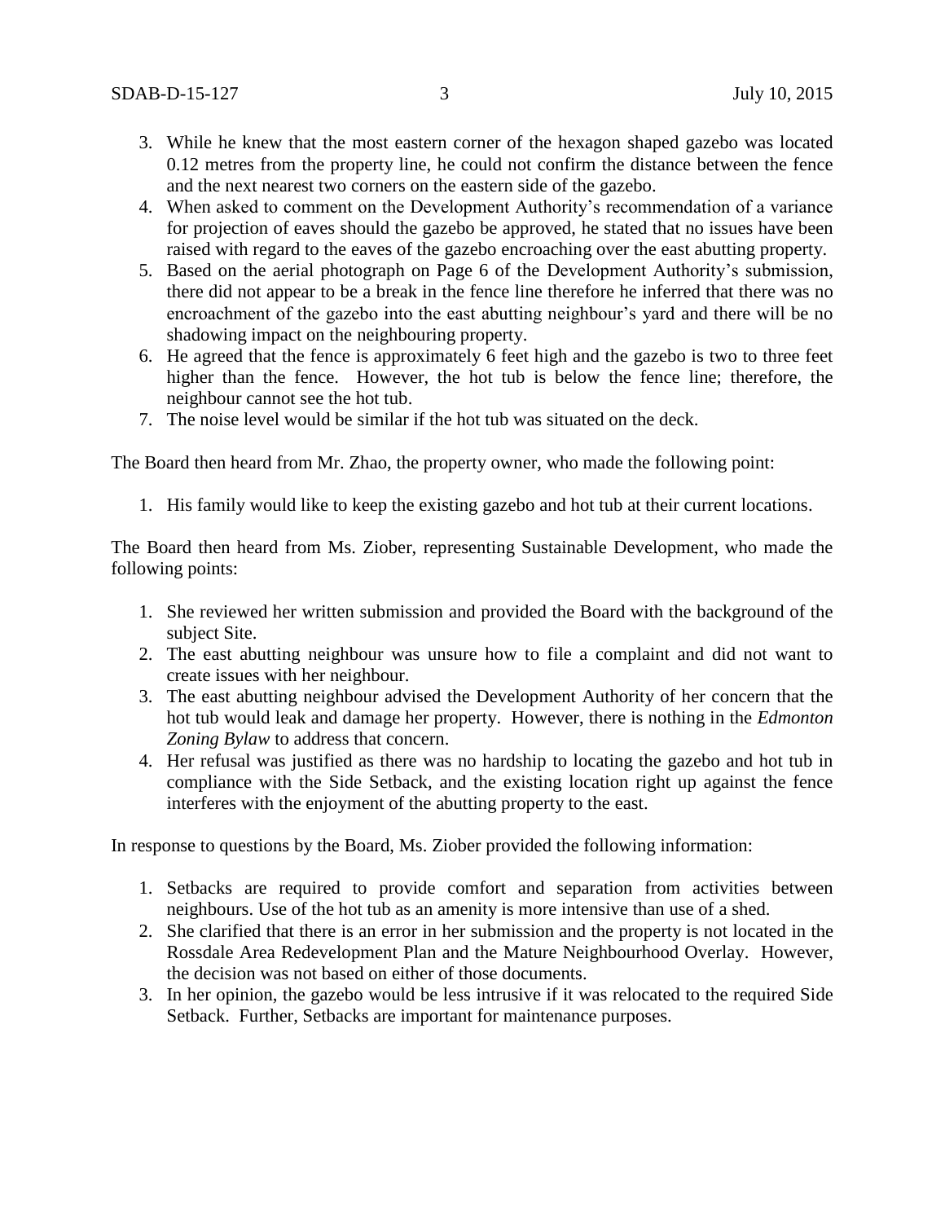3. While he knew that the most eastern corner of the hexagon shaped gazebo was located 0.12 metres from the property line, he could not confirm the distance between the fence and the next nearest two corners on the eastern side of the gazebo.
4. When asked to comment on the Development Authority's recommendation of a variance for projection of eaves should the gazebo be approved, he stated that no issues have been raised with regard to the eaves of the gazebo encroaching over the east abutting property.
5. Based on the aerial photograph on Page 6 of the Development Authority's submission, there did not appear to be a break in the fence line therefore he inferred that there was no encroachment of the gazebo into the east abutting neighbour's yard and there will be no shadowing impact on the neighbouring property.
6. He agreed that the fence is approximately 6 feet high and the gazebo is two to three feet higher than the fence. However, the hot tub is below the fence line; therefore, the neighbour cannot see the hot tub.
7. The noise level would be similar if the hot tub was situated on the deck.

The Board then heard from Mr. Zhao, the property owner, who made the following point:

1. His family would like to keep the existing gazebo and hot tub at their current locations.

The Board then heard from Ms. Ziober, representing Sustainable Development, who made the following points:

1. She reviewed her written submission and provided the Board with the background of the subject Site.
2. The east abutting neighbour was unsure how to file a complaint and did not want to create issues with her neighbour.
3. The east abutting neighbour advised the Development Authority of her concern that the hot tub would leak and damage her property. However, there is nothing in the *Edmonton Zoning Bylaw* to address that concern.
4. Her refusal was justified as there was no hardship to locating the gazebo and hot tub in compliance with the Side Setback, and the existing location right up against the fence interferes with the enjoyment of the abutting property to the east.

In response to questions by the Board, Ms. Ziober provided the following information:

1. Setbacks are required to provide comfort and separation from activities between neighbours. Use of the hot tub as an amenity is more intensive than use of a shed.
2. She clarified that there is an error in her submission and the property is not located in the Rossdale Area Redevelopment Plan and the Mature Neighbourhood Overlay. However, the decision was not based on either of those documents.
3. In her opinion, the gazebo would be less intrusive if it was relocated to the required Side Setback. Further, Setbacks are important for maintenance purposes.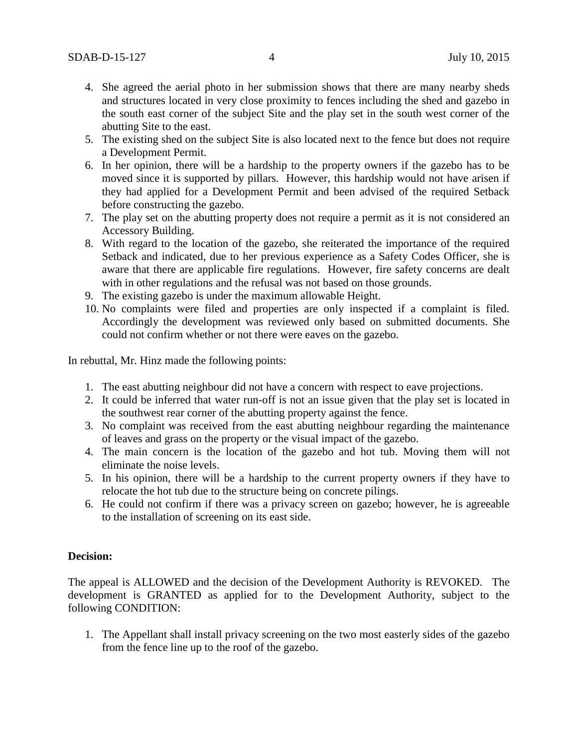4. She agreed the aerial photo in her submission shows that there are many nearby sheds and structures located in very close proximity to fences including the shed and gazebo in the south east corner of the subject Site and the play set in the south west corner of the abutting Site to the east.
5. The existing shed on the subject Site is also located next to the fence but does not require a Development Permit.
6. In her opinion, there will be a hardship to the property owners if the gazebo has to be moved since it is supported by pillars. However, this hardship would not have arisen if they had applied for a Development Permit and been advised of the required Setback before constructing the gazebo.
7. The play set on the abutting property does not require a permit as it is not considered an Accessory Building.
8. With regard to the location of the gazebo, she reiterated the importance of the required Setback and indicated, due to her previous experience as a Safety Codes Officer, she is aware that there are applicable fire regulations. However, fire safety concerns are dealt with in other regulations and the refusal was not based on those grounds.
9. The existing gazebo is under the maximum allowable Height.
10. No complaints were filed and properties are only inspected if a complaint is filed. Accordingly the development was reviewed only based on submitted documents. She could not confirm whether or not there were eaves on the gazebo.

In rebuttal, Mr. Hinz made the following points:

1. The east abutting neighbour did not have a concern with respect to eave projections.
2. It could be inferred that water run-off is not an issue given that the play set is located in the southwest rear corner of the abutting property against the fence.
3. No complaint was received from the east abutting neighbour regarding the maintenance of leaves and grass on the property or the visual impact of the gazebo.
4. The main concern is the location of the gazebo and hot tub. Moving them will not eliminate the noise levels.
5. In his opinion, there will be a hardship to the current property owners if they have to relocate the hot tub due to the structure being on concrete pilings.
6. He could not confirm if there was a privacy screen on gazebo; however, he is agreeable to the installation of screening on its east side.

**Decision:**

The appeal is ALLOWED and the decision of the Development Authority is REVOKED. The development is GRANTED as applied for to the Development Authority, subject to the following CONDITION:

1. The Appellant shall install privacy screening on the two most easterly sides of the gazebo from the fence line up to the roof of the gazebo.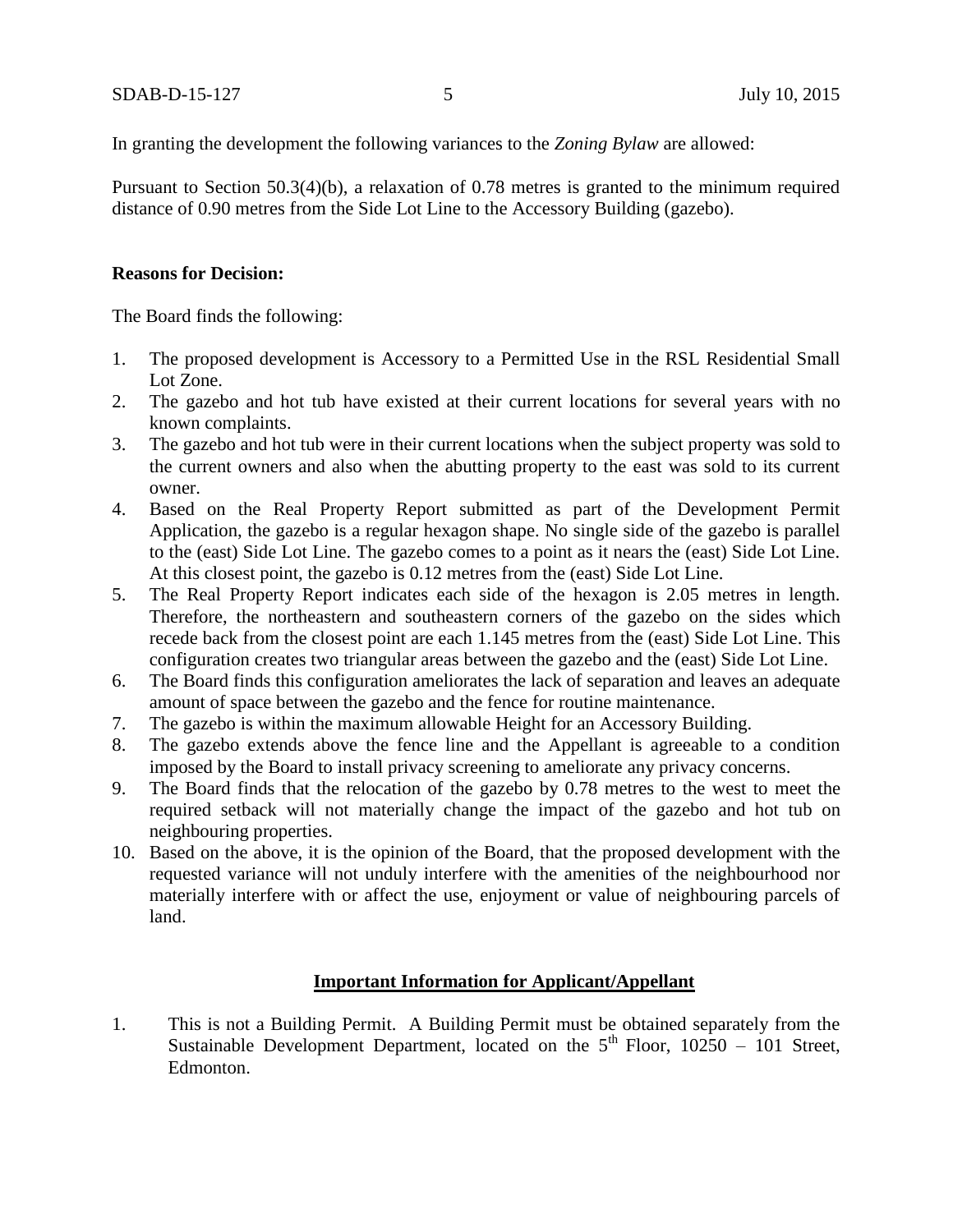In granting the development the following variances to the *Zoning Bylaw* are allowed:

Pursuant to Section 50.3(4)(b), a relaxation of 0.78 metres is granted to the minimum required distance of 0.90 metres from the Side Lot Line to the Accessory Building (gazebo).

**Reasons for Decision:**

The Board finds the following:

1. The proposed development is Accessory to a Permitted Use in the RSL Residential Small Lot Zone.
2. The gazebo and hot tub have existed at their current locations for several years with no known complaints.
3. The gazebo and hot tub were in their current locations when the subject property was sold to the current owners and also when the abutting property to the east was sold to its current owner.
4. Based on the Real Property Report submitted as part of the Development Permit Application, the gazebo is a regular hexagon shape. No single side of the gazebo is parallel to the (east) Side Lot Line. The gazebo comes to a point as it nears the (east) Side Lot Line. At this closest point, the gazebo is 0.12 metres from the (east) Side Lot Line.
5. The Real Property Report indicates each side of the hexagon is 2.05 metres in length. Therefore, the northeastern and southeastern corners of the gazebo on the sides which recede back from the closest point are each 1.145 metres from the (east) Side Lot Line. This configuration creates two triangular areas between the gazebo and the (east) Side Lot Line.
6. The Board finds this configuration ameliorates the lack of separation and leaves an adequate amount of space between the gazebo and the fence for routine maintenance.
7. The gazebo is within the maximum allowable Height for an Accessory Building.
8. The gazebo extends above the fence line and the Appellant is agreeable to a condition imposed by the Board to install privacy screening to ameliorate any privacy concerns.
9. The Board finds that the relocation of the gazebo by 0.78 metres to the west to meet the required setback will not materially change the impact of the gazebo and hot tub on neighbouring properties.
10. Based on the above, it is the opinion of the Board, that the proposed development with the requested variance will not unduly interfere with the amenities of the neighbourhood nor materially interfere with or affect the use, enjoyment or value of neighbouring parcels of land.

## Important Information for Applicant/Appellant

1. This is not a Building Permit. A Building Permit must be obtained separately from the Sustainable Development Department, located on the 5th Floor, 10250 – 101 Street, Edmonton.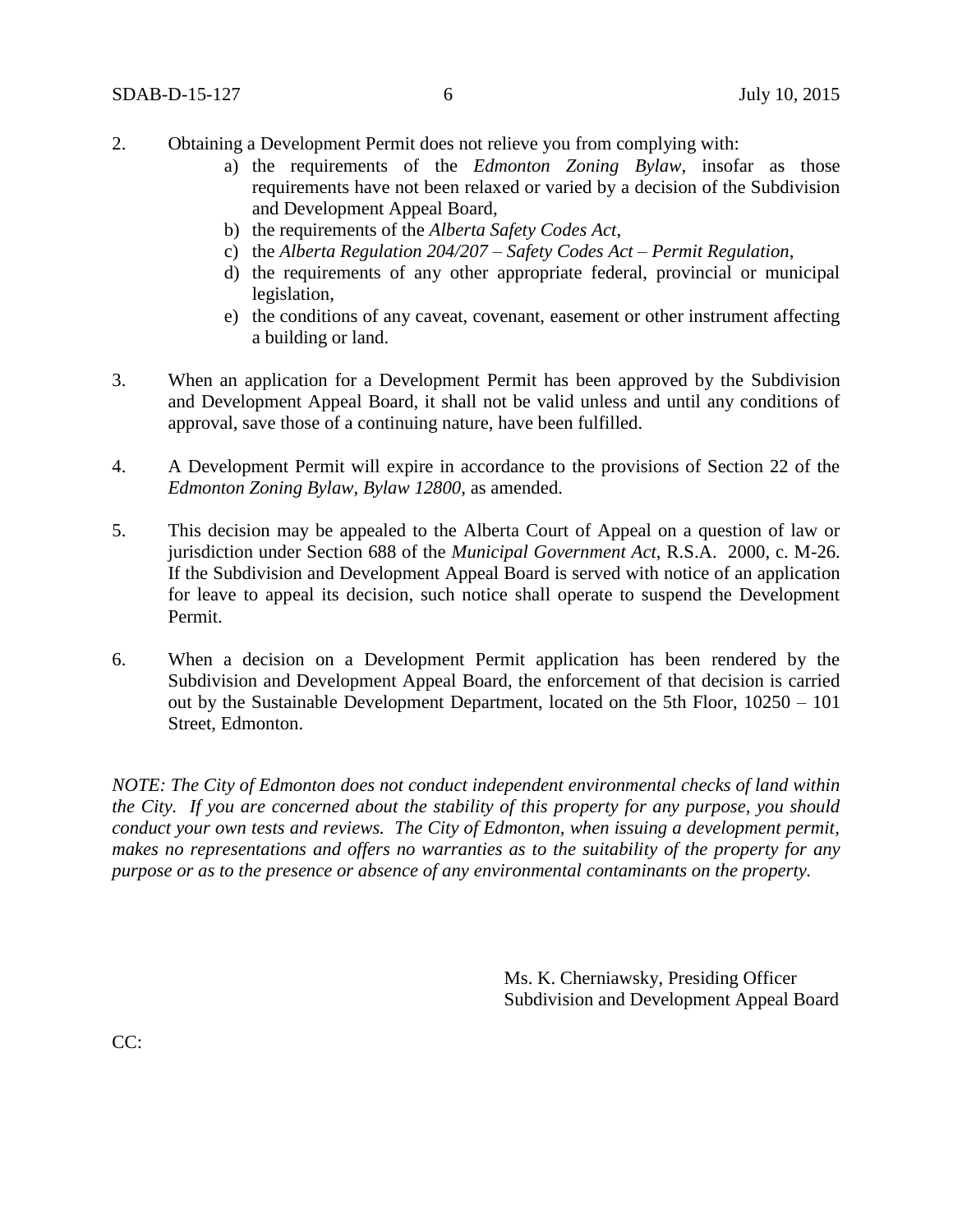2. Obtaining a Development Permit does not relieve you from complying with:
    a) the requirements of the *Edmonton Zoning Bylaw*, insofar as those requirements have not been relaxed or varied by a decision of the Subdivision and Development Appeal Board,
    b) the requirements of the *Alberta Safety Codes Act*,
    c) the *Alberta Regulation 204/207 – Safety Codes Act – Permit Regulation*,
    d) the requirements of any other appropriate federal, provincial or municipal legislation,
    e) the conditions of any caveat, covenant, easement or other instrument affecting a building or land.

3. When an application for a Development Permit has been approved by the Subdivision and Development Appeal Board, it shall not be valid unless and until any conditions of approval, save those of a continuing nature, have been fulfilled.

4. A Development Permit will expire in accordance to the provisions of Section 22 of the *Edmonton Zoning Bylaw, Bylaw 12800*, as amended.

5. This decision may be appealed to the Alberta Court of Appeal on a question of law or jurisdiction under Section 688 of the *Municipal Government Act*, R.S.A. 2000, c. M-26. If the Subdivision and Development Appeal Board is served with notice of an application for leave to appeal its decision, such notice shall operate to suspend the Development Permit.

6. When a decision on a Development Permit application has been rendered by the Subdivision and Development Appeal Board, the enforcement of that decision is carried out by the Sustainable Development Department, located on the 5th Floor, 10250 – 101 Street, Edmonton.

*NOTE: The City of Edmonton does not conduct independent environmental checks of land within the City. If you are concerned about the stability of this property for any purpose, you should conduct your own tests and reviews. The City of Edmonton, when issuing a development permit, makes no representations and offers no warranties as to the suitability of the property for any purpose or as to the presence or absence of any environmental contaminants on the property.*

Ms. K. Cherniawsky, Presiding Officer
Subdivision and Development Appeal Board

CC: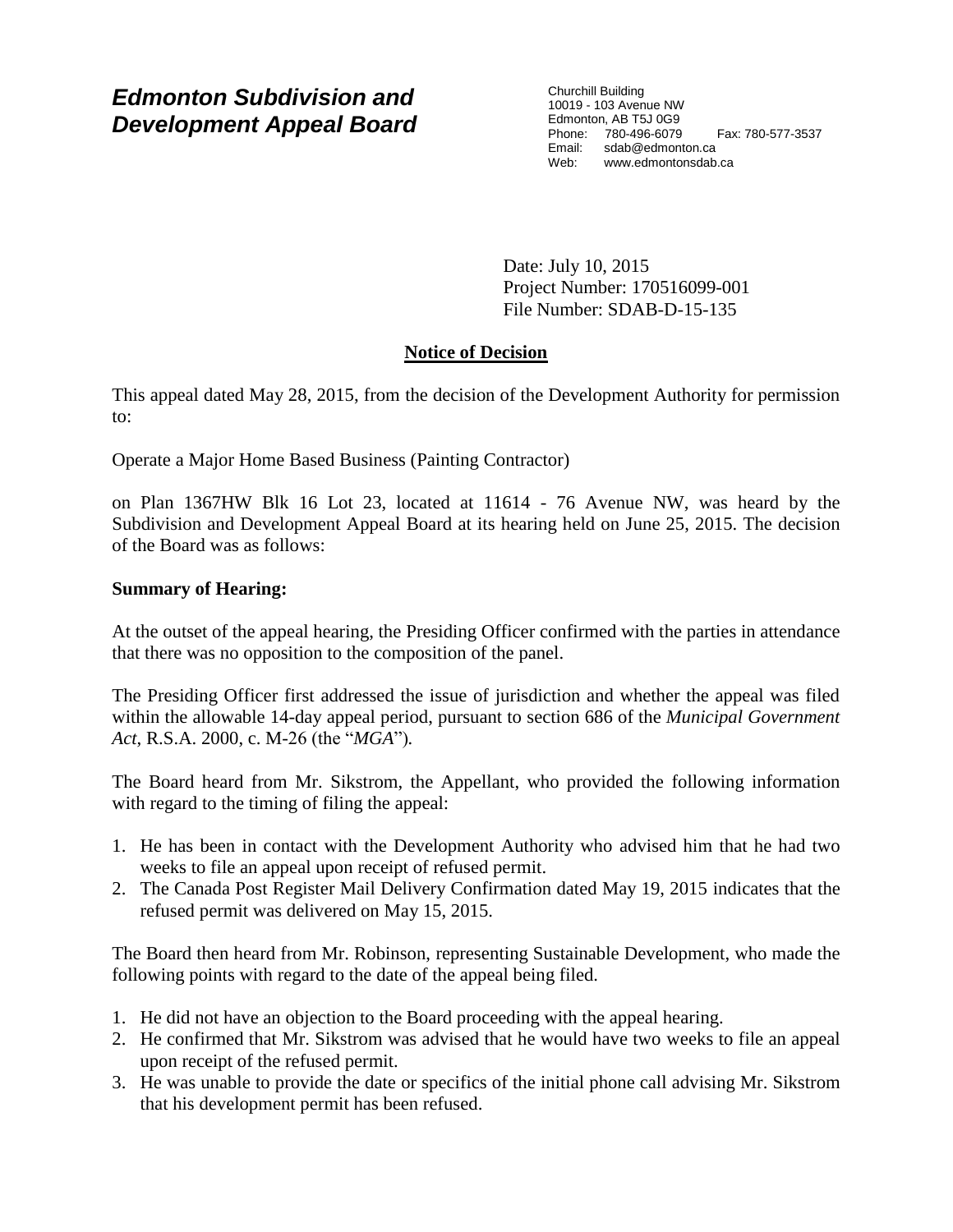# *Edmonton Subdivision and Development Appeal Board*

Churchill Building
10019 - 103 Avenue NW
Edmonton, AB T5J 0G9
Phone: 780-496-6079 Fax: 780-577-3537
Email: sdab@edmonton.ca
Web: www.edmontonsdab.ca

Date: July 10, 2015
Project Number: 170516099-001
File Number: SDAB-D-15-135

## Notice of Decision

This appeal dated May 28, 2015, from the decision of the Development Authority for permission to:

Operate a Major Home Based Business (Painting Contractor)

on Plan 1367HW Blk 16 Lot 23, located at 11614 - 76 Avenue NW, was heard by the Subdivision and Development Appeal Board at its hearing held on June 25, 2015. The decision of the Board was as follows:

**Summary of Hearing:**

At the outset of the appeal hearing, the Presiding Officer confirmed with the parties in attendance that there was no opposition to the composition of the panel.

The Presiding Officer first addressed the issue of jurisdiction and whether the appeal was filed within the allowable 14-day appeal period, pursuant to section 686 of the *Municipal Government Act*, R.S.A. 2000, c. M-26 (the "*MGA*").

The Board heard from Mr. Sikstrom, the Appellant, who provided the following information with regard to the timing of filing the appeal:

1. He has been in contact with the Development Authority who advised him that he had two weeks to file an appeal upon receipt of refused permit.
2. The Canada Post Register Mail Delivery Confirmation dated May 19, 2015 indicates that the refused permit was delivered on May 15, 2015.

The Board then heard from Mr. Robinson, representing Sustainable Development, who made the following points with regard to the date of the appeal being filed.

1. He did not have an objection to the Board proceeding with the appeal hearing.
2. He confirmed that Mr. Sikstrom was advised that he would have two weeks to file an appeal upon receipt of the refused permit.
3. He was unable to provide the date or specifics of the initial phone call advising Mr. Sikstrom that his development permit has been refused.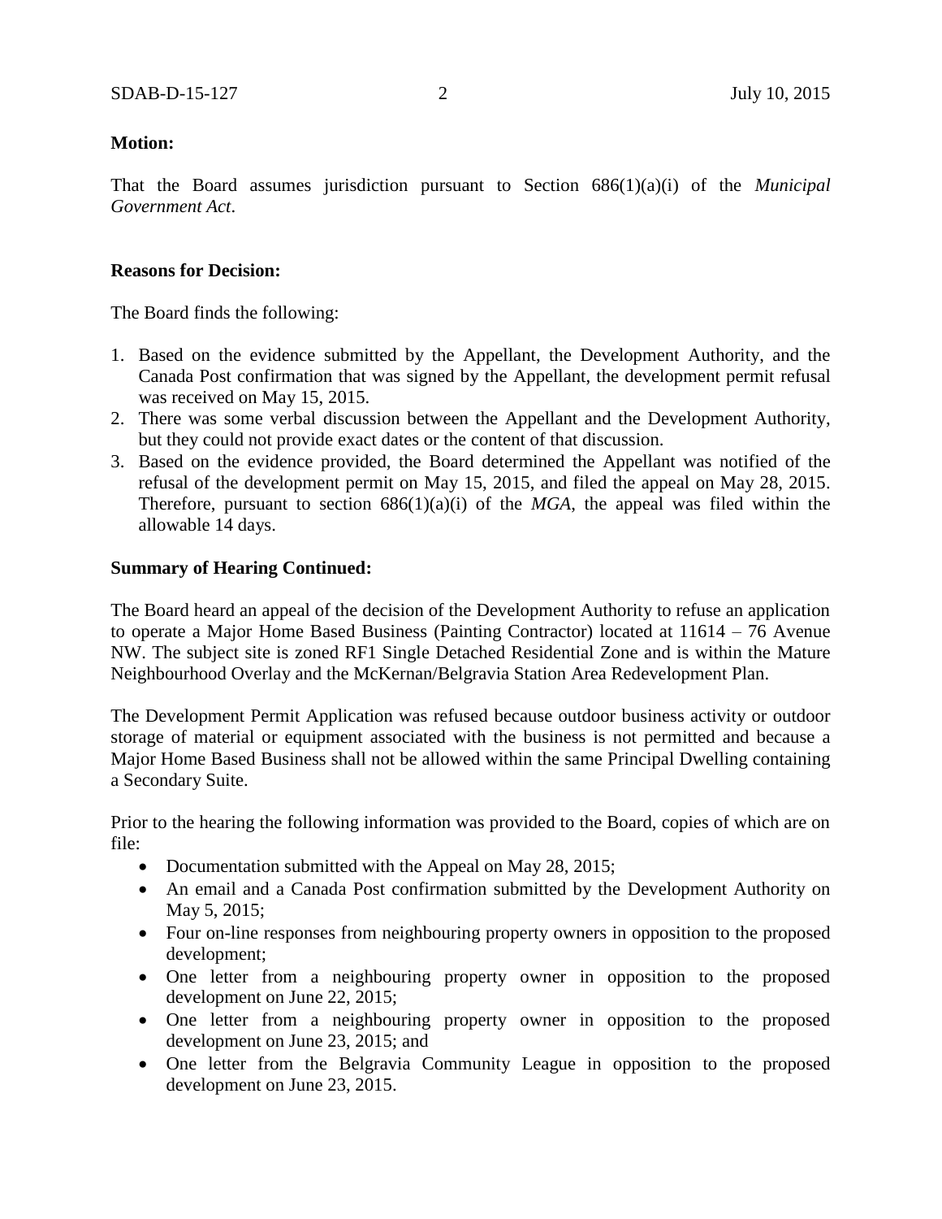**Motion:**

That the Board assumes jurisdiction pursuant to Section 686(1)(a)(i) of the *Municipal Government Act*.

**Reasons for Decision:**

The Board finds the following:

1. Based on the evidence submitted by the Appellant, the Development Authority, and the Canada Post confirmation that was signed by the Appellant, the development permit refusal was received on May 15, 2015.
2. There was some verbal discussion between the Appellant and the Development Authority, but they could not provide exact dates or the content of that discussion.
3. Based on the evidence provided, the Board determined the Appellant was notified of the refusal of the development permit on May 15, 2015, and filed the appeal on May 28, 2015. Therefore, pursuant to section 686(1)(a)(i) of the *MGA*, the appeal was filed within the allowable 14 days.

**Summary of Hearing Continued:**

The Board heard an appeal of the decision of the Development Authority to refuse an application to operate a Major Home Based Business (Painting Contractor) located at 11614 – 76 Avenue NW. The subject site is zoned RF1 Single Detached Residential Zone and is within the Mature Neighbourhood Overlay and the McKernan/Belgravia Station Area Redevelopment Plan.

The Development Permit Application was refused because outdoor business activity or outdoor storage of material or equipment associated with the business is not permitted and because a Major Home Based Business shall not be allowed within the same Principal Dwelling containing a Secondary Suite.

Prior to the hearing the following information was provided to the Board, copies of which are on file:

- Documentation submitted with the Appeal on May 28, 2015;
- An email and a Canada Post confirmation submitted by the Development Authority on May 5, 2015;
- Four on-line responses from neighbouring property owners in opposition to the proposed development;
- One letter from a neighbouring property owner in opposition to the proposed development on June 22, 2015;
- One letter from a neighbouring property owner in opposition to the proposed development on June 23, 2015; and
- One letter from the Belgravia Community League in opposition to the proposed development on June 23, 2015.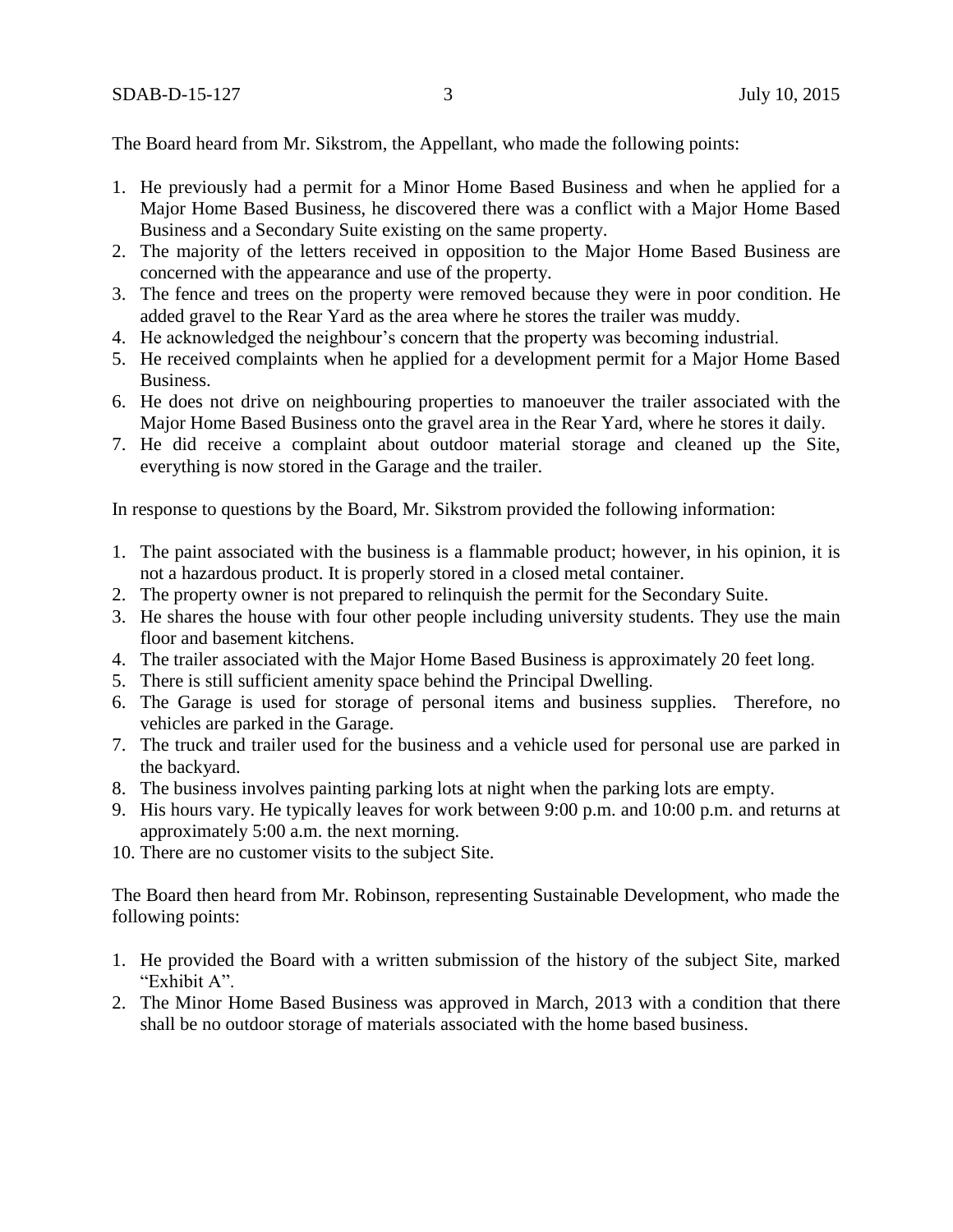The Board heard from Mr. Sikstrom, the Appellant, who made the following points:

1. He previously had a permit for a Minor Home Based Business and when he applied for a Major Home Based Business, he discovered there was a conflict with a Major Home Based Business and a Secondary Suite existing on the same property.
2. The majority of the letters received in opposition to the Major Home Based Business are concerned with the appearance and use of the property.
3. The fence and trees on the property were removed because they were in poor condition. He added gravel to the Rear Yard as the area where he stores the trailer was muddy.
4. He acknowledged the neighbour's concern that the property was becoming industrial.
5. He received complaints when he applied for a development permit for a Major Home Based Business.
6. He does not drive on neighbouring properties to manoeuver the trailer associated with the Major Home Based Business onto the gravel area in the Rear Yard, where he stores it daily.
7. He did receive a complaint about outdoor material storage and cleaned up the Site, everything is now stored in the Garage and the trailer.

In response to questions by the Board, Mr. Sikstrom provided the following information:

1. The paint associated with the business is a flammable product; however, in his opinion, it is not a hazardous product. It is properly stored in a closed metal container.
2. The property owner is not prepared to relinquish the permit for the Secondary Suite.
3. He shares the house with four other people including university students. They use the main floor and basement kitchens.
4. The trailer associated with the Major Home Based Business is approximately 20 feet long.
5. There is still sufficient amenity space behind the Principal Dwelling.
6. The Garage is used for storage of personal items and business supplies. Therefore, no vehicles are parked in the Garage.
7. The truck and trailer used for the business and a vehicle used for personal use are parked in the backyard.
8. The business involves painting parking lots at night when the parking lots are empty.
9. His hours vary. He typically leaves for work between 9:00 p.m. and 10:00 p.m. and returns at approximately 5:00 a.m. the next morning.
10. There are no customer visits to the subject Site.

The Board then heard from Mr. Robinson, representing Sustainable Development, who made the following points:

1. He provided the Board with a written submission of the history of the subject Site, marked "Exhibit A".
2. The Minor Home Based Business was approved in March, 2013 with a condition that there shall be no outdoor storage of materials associated with the home based business.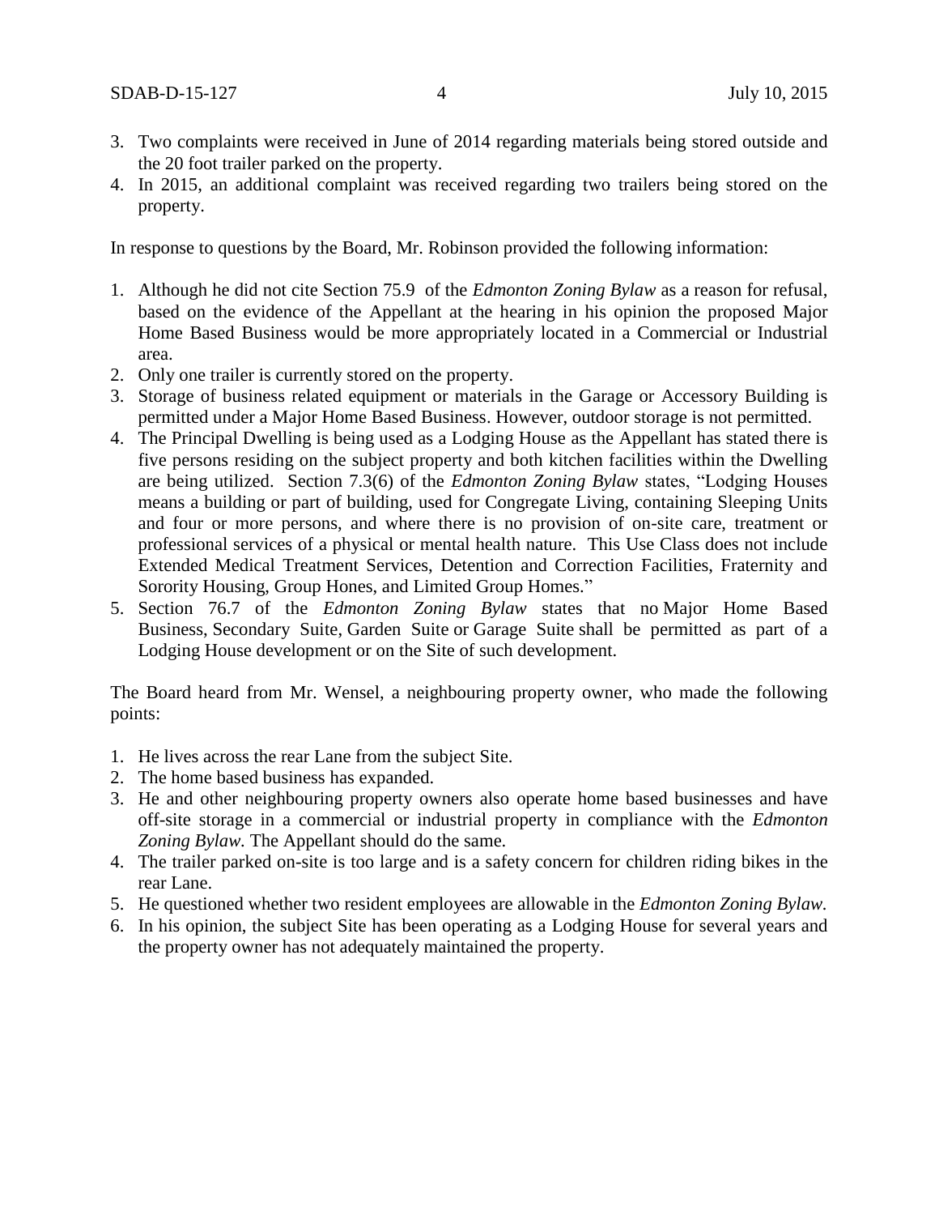3. Two complaints were received in June of 2014 regarding materials being stored outside and the 20 foot trailer parked on the property.
4. In 2015, an additional complaint was received regarding two trailers being stored on the property.

In response to questions by the Board, Mr. Robinson provided the following information:

1. Although he did not cite Section 75.9 of the *Edmonton Zoning Bylaw* as a reason for refusal, based on the evidence of the Appellant at the hearing in his opinion the proposed Major Home Based Business would be more appropriately located in a Commercial or Industrial area.
2. Only one trailer is currently stored on the property.
3. Storage of business related equipment or materials in the Garage or Accessory Building is permitted under a Major Home Based Business. However, outdoor storage is not permitted.
4. The Principal Dwelling is being used as a Lodging House as the Appellant has stated there is five persons residing on the subject property and both kitchen facilities within the Dwelling are being utilized. Section 7.3(6) of the *Edmonton Zoning Bylaw* states, "Lodging Houses means a building or part of building, used for Congregate Living, containing Sleeping Units and four or more persons, and where there is no provision of on-site care, treatment or professional services of a physical or mental health nature. This Use Class does not include Extended Medical Treatment Services, Detention and Correction Facilities, Fraternity and Sorority Housing, Group Hones, and Limited Group Homes."
5. Section 76.7 of the *Edmonton Zoning Bylaw* states that no Major Home Based Business, Secondary Suite, Garden Suite or Garage Suite shall be permitted as part of a Lodging House development or on the Site of such development.

The Board heard from Mr. Wensel, a neighbouring property owner, who made the following points:

1. He lives across the rear Lane from the subject Site.
2. The home based business has expanded.
3. He and other neighbouring property owners also operate home based businesses and have off-site storage in a commercial or industrial property in compliance with the *Edmonton Zoning Bylaw*. The Appellant should do the same.
4. The trailer parked on-site is too large and is a safety concern for children riding bikes in the rear Lane.
5. He questioned whether two resident employees are allowable in the *Edmonton Zoning Bylaw*.
6. In his opinion, the subject Site has been operating as a Lodging House for several years and the property owner has not adequately maintained the property.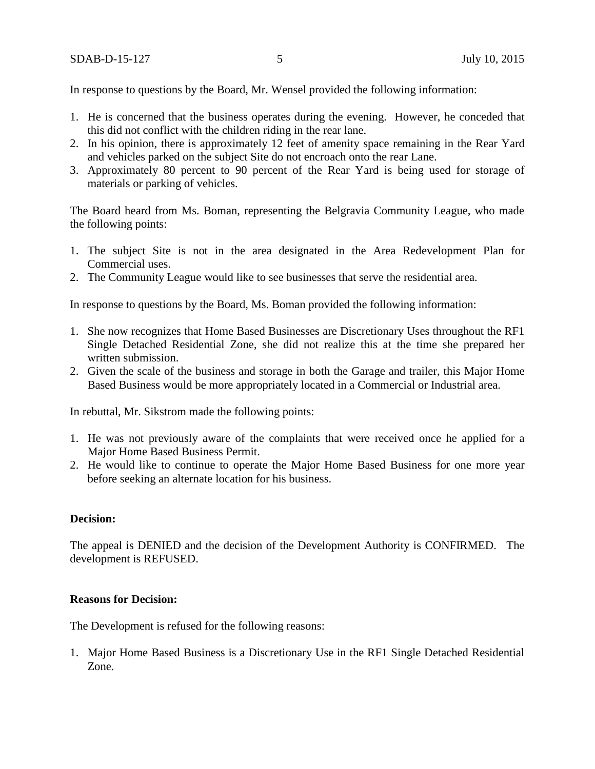In response to questions by the Board, Mr. Wensel provided the following information:

1. He is concerned that the business operates during the evening. However, he conceded that this did not conflict with the children riding in the rear lane.
2. In his opinion, there is approximately 12 feet of amenity space remaining in the Rear Yard and vehicles parked on the subject Site do not encroach onto the rear Lane.
3. Approximately 80 percent to 90 percent of the Rear Yard is being used for storage of materials or parking of vehicles.

The Board heard from Ms. Boman, representing the Belgravia Community League, who made the following points:

1. The subject Site is not in the area designated in the Area Redevelopment Plan for Commercial uses.
2. The Community League would like to see businesses that serve the residential area.

In response to questions by the Board, Ms. Boman provided the following information:

1. She now recognizes that Home Based Businesses are Discretionary Uses throughout the RF1 Single Detached Residential Zone, she did not realize this at the time she prepared her written submission.
2. Given the scale of the business and storage in both the Garage and trailer, this Major Home Based Business would be more appropriately located in a Commercial or Industrial area.

In rebuttal, Mr. Sikstrom made the following points:

1. He was not previously aware of the complaints that were received once he applied for a Major Home Based Business Permit.
2. He would like to continue to operate the Major Home Based Business for one more year before seeking an alternate location for his business.

**Decision:**

The appeal is DENIED and the decision of the Development Authority is CONFIRMED. The development is REFUSED.

**Reasons for Decision:**

The Development is refused for the following reasons:

1. Major Home Based Business is a Discretionary Use in the RF1 Single Detached Residential Zone.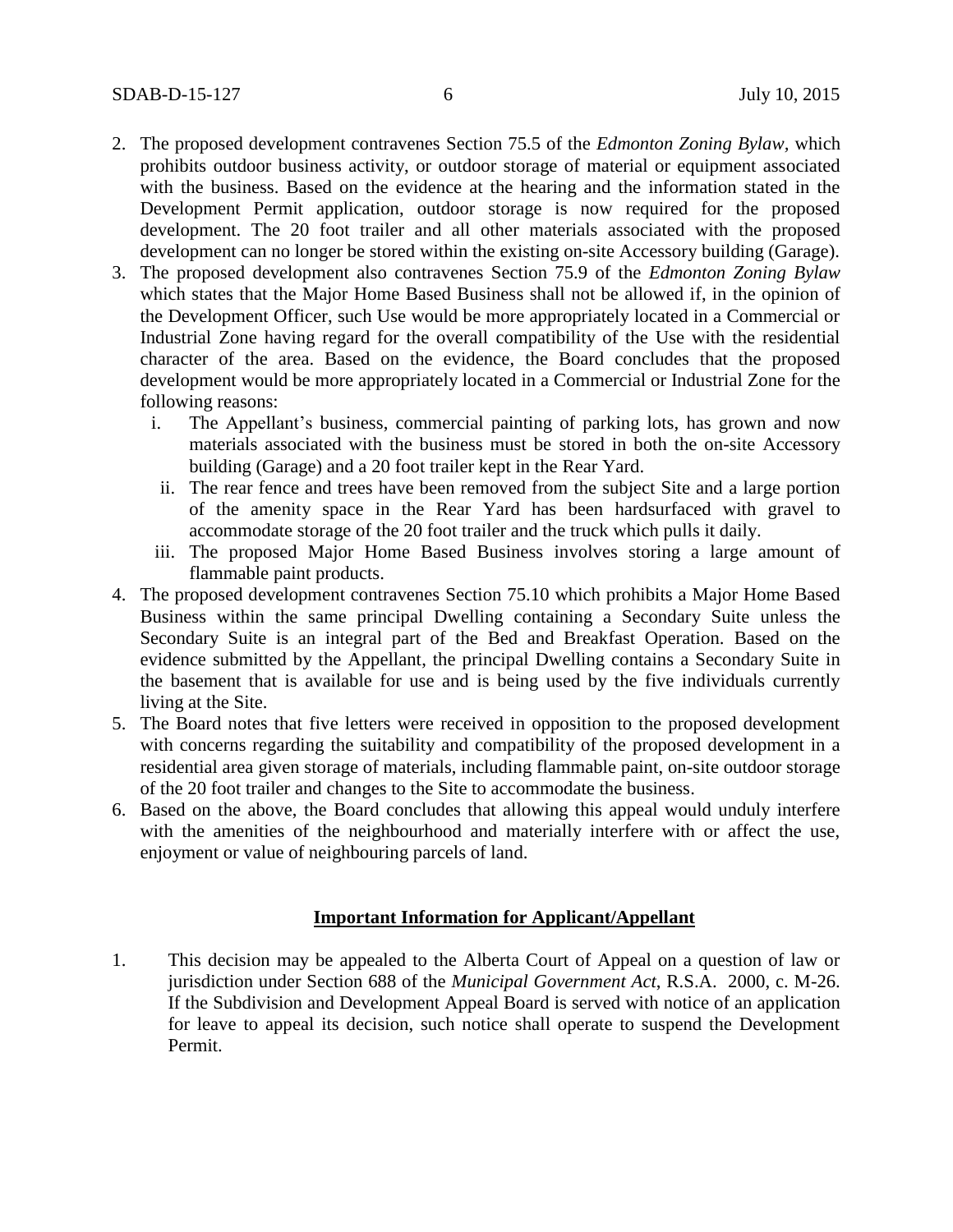2. The proposed development contravenes Section 75.5 of the *Edmonton Zoning Bylaw*, which prohibits outdoor business activity, or outdoor storage of material or equipment associated with the business. Based on the evidence at the hearing and the information stated in the Development Permit application, outdoor storage is now required for the proposed development. The 20 foot trailer and all other materials associated with the proposed development can no longer be stored within the existing on-site Accessory building (Garage).
3. The proposed development also contravenes Section 75.9 of the *Edmonton Zoning Bylaw* which states that the Major Home Based Business shall not be allowed if, in the opinion of the Development Officer, such Use would be more appropriately located in a Commercial or Industrial Zone having regard for the overall compatibility of the Use with the residential character of the area. Based on the evidence, the Board concludes that the proposed development would be more appropriately located in a Commercial or Industrial Zone for the following reasons:
   i. The Appellant's business, commercial painting of parking lots, has grown and now materials associated with the business must be stored in both the on-site Accessory building (Garage) and a 20 foot trailer kept in the Rear Yard.
   ii. The rear fence and trees have been removed from the subject Site and a large portion of the amenity space in the Rear Yard has been hardsurfaced with gravel to accommodate storage of the 20 foot trailer and the truck which pulls it daily.
   iii. The proposed Major Home Based Business involves storing a large amount of flammable paint products.
4. The proposed development contravenes Section 75.10 which prohibits a Major Home Based Business within the same principal Dwelling containing a Secondary Suite unless the Secondary Suite is an integral part of the Bed and Breakfast Operation. Based on the evidence submitted by the Appellant, the principal Dwelling contains a Secondary Suite in the basement that is available for use and is being used by the five individuals currently living at the Site.
5. The Board notes that five letters were received in opposition to the proposed development with concerns regarding the suitability and compatibility of the proposed development in a residential area given storage of materials, including flammable paint, on-site outdoor storage of the 20 foot trailer and changes to the Site to accommodate the business.
6. Based on the above, the Board concludes that allowing this appeal would unduly interfere with the amenities of the neighbourhood and materially interfere with or affect the use, enjoyment or value of neighbouring parcels of land.

## **Important Information for Applicant/Appellant**

1. This decision may be appealed to the Alberta Court of Appeal on a question of law or jurisdiction under Section 688 of the *Municipal Government Act*, R.S.A. 2000, c. M-26. If the Subdivision and Development Appeal Board is served with notice of an application for leave to appeal its decision, such notice shall operate to suspend the Development Permit.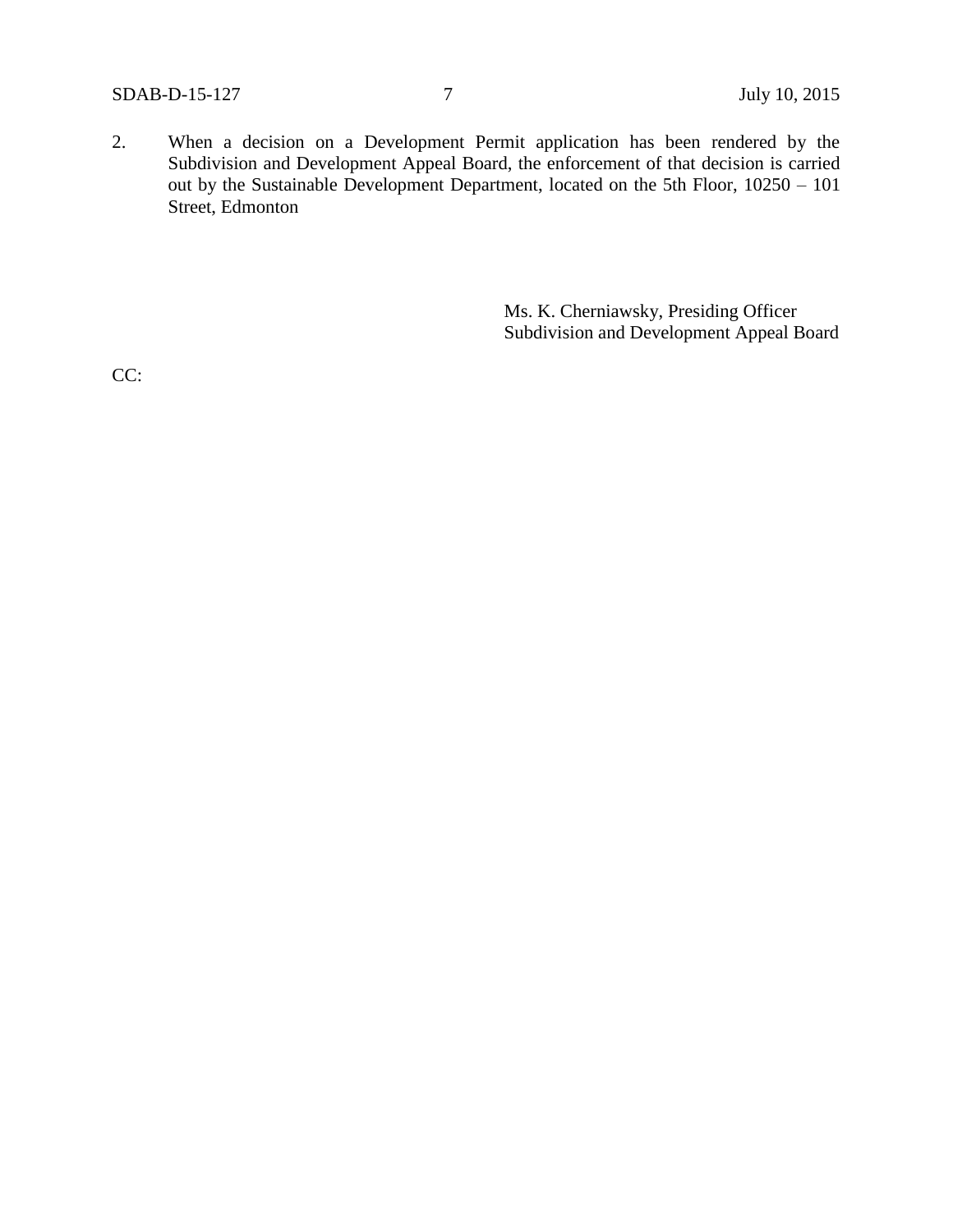2. When a decision on a Development Permit application has been rendered by the Subdivision and Development Appeal Board, the enforcement of that decision is carried out by the Sustainable Development Department, located on the 5th Floor, 10250 – 101 Street, Edmonton

Ms. K. Cherniawsky, Presiding Officer
Subdivision and Development Appeal Board

CC: